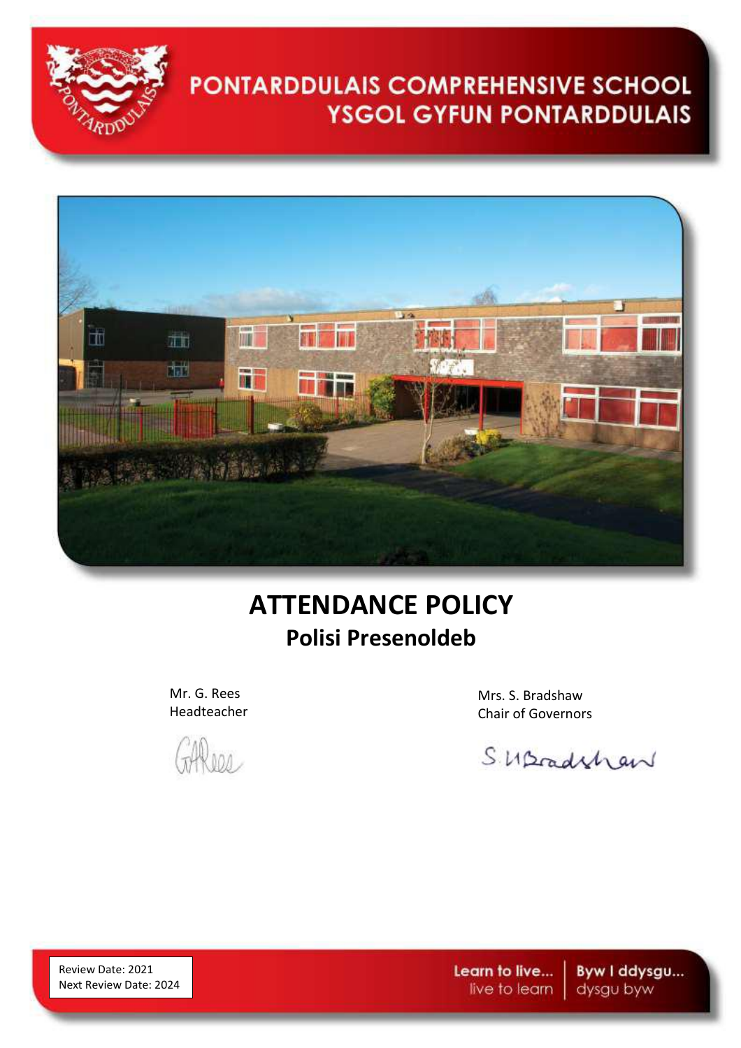# PONTARDDULAIS COMPREHENSIVE SCHOOL
# YSGOL GYFUN PONTARDDULAIS

# ATTENDANCE POLICY
## Polisi Presenoldeb

Mr. G. Rees
Headteacher

Mrs. S. Bradshaw
Chair of Governors

Review Date: 2021
Next Review Date: 2024

Learn to live... live to learn | Byw I ddysgu... dysgu byw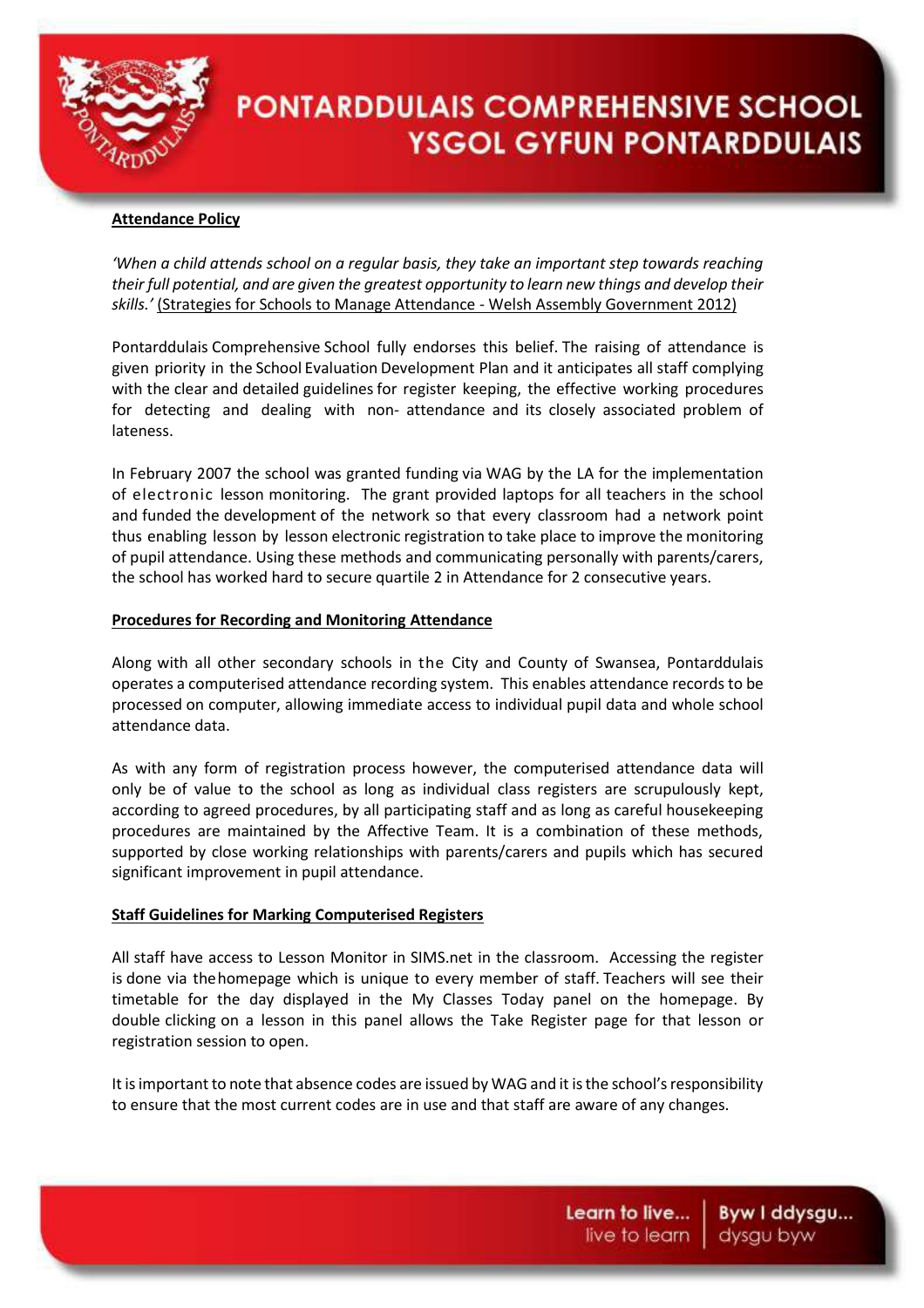**Attendance Policy**

*'When a child attends school on a regular basis, they take an important step towards reaching their full potential, and are given the greatest opportunity to learn new things and develop their skills.'* (Strategies for Schools to Manage Attendance - Welsh Assembly Government 2012)

Pontarddulais Comprehensive School fully endorses this belief. The raising of attendance is given priority in the School Evaluation Development Plan and it anticipates all staff complying with the clear and detailed guidelines for register keeping, the effective working procedures for detecting and dealing with non- attendance and its closely associated problem of lateness.

In February 2007 the school was granted funding via WAG by the LA for the implementation of electronic lesson monitoring. The grant provided laptops for all teachers in the school and funded the development of the network so that every classroom had a network point thus enabling lesson by lesson electronic registration to take place to improve the monitoring of pupil attendance. Using these methods and communicating personally with parents/carers, the school has worked hard to secure quartile 2 in Attendance for 2 consecutive years.

**Procedures for Recording and Monitoring Attendance**

Along with all other secondary schools in the City and County of Swansea, Pontarddulais operates a computerised attendance recording system. This enables attendance records to be processed on computer, allowing immediate access to individual pupil data and whole school attendance data.

As with any form of registration process however, the computerised attendance data will only be of value to the school as long as individual class registers are scrupulously kept, according to agreed procedures, by all participating staff and as long as careful housekeeping procedures are maintained by the Affective Team. It is a combination of these methods, supported by close working relationships with parents/carers and pupils which has secured significant improvement in pupil attendance.

**Staff Guidelines for Marking Computerised Registers**

All staff have access to Lesson Monitor in SIMS.net in the classroom. Accessing the register is done via the homepage which is unique to every member of staff. Teachers will see their timetable for the day displayed in the My Classes Today panel on the homepage. By double clicking on a lesson in this panel allows the Take Register page for that lesson or registration session to open.

It is important to note that absence codes are issued by WAG and it is the school's responsibility to ensure that the most current codes are in use and that staff are aware of any changes.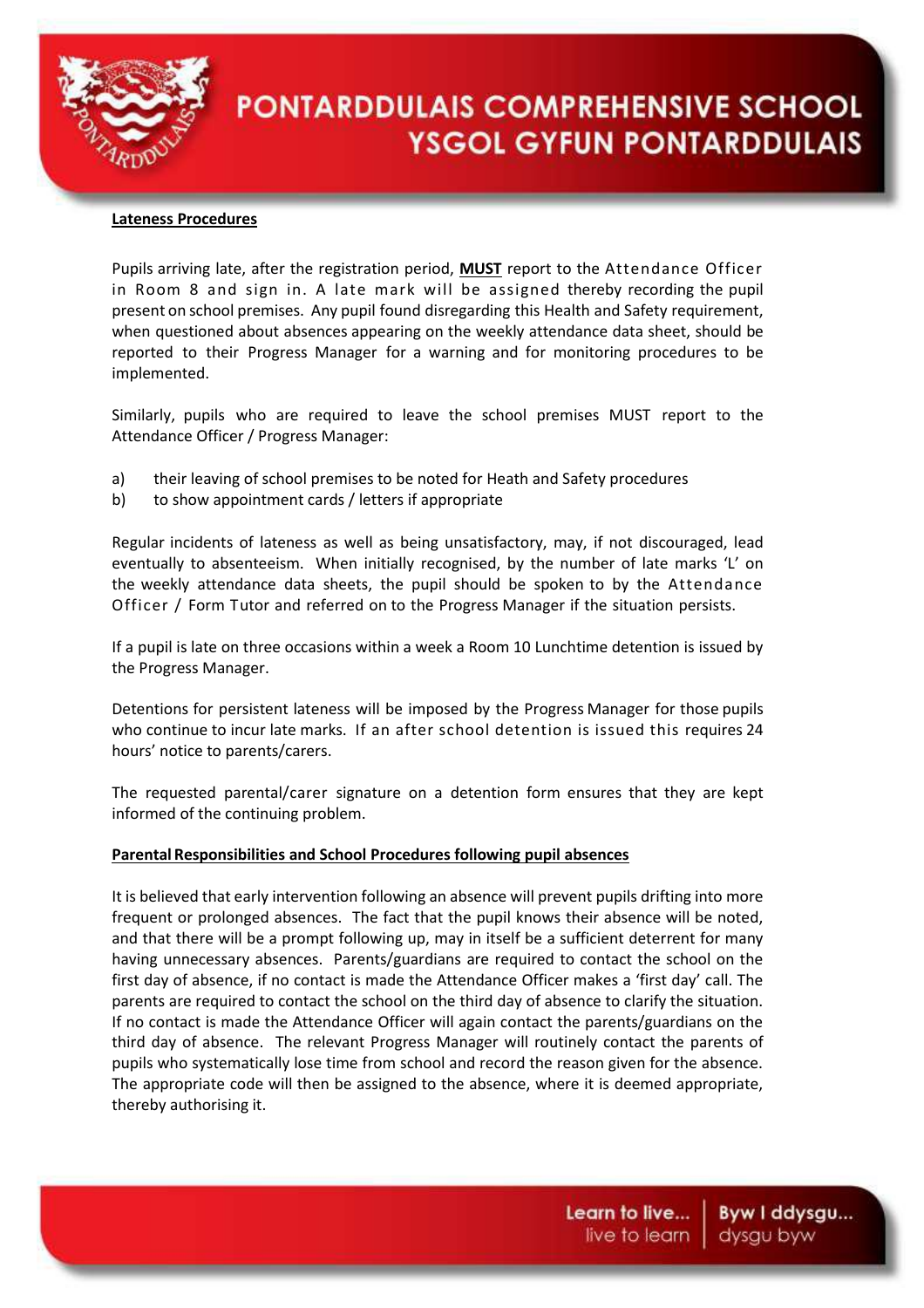**Lateness Procedures**

Pupils arriving late, after the registration period, **MUST** report to the Attendance Officer in Room 8 and sign in. A late mark will be assigned thereby recording the pupil present on school premises. Any pupil found disregarding this Health and Safety requirement, when questioned about absences appearing on the weekly attendance data sheet, should be reported to their Progress Manager for a warning and for monitoring procedures to be implemented.

Similarly, pupils who are required to leave the school premises MUST report to the Attendance Officer / Progress Manager:

a) their leaving of school premises to be noted for Heath and Safety procedures
b) to show appointment cards / letters if appropriate

Regular incidents of lateness as well as being unsatisfactory, may, if not discouraged, lead eventually to absenteeism. When initially recognised, by the number of late marks 'L' on the weekly attendance data sheets, the pupil should be spoken to by the Attendance Officer / Form Tutor and referred on to the Progress Manager if the situation persists.

If a pupil is late on three occasions within a week a Room 10 Lunchtime detention is issued by the Progress Manager.

Detentions for persistent lateness will be imposed by the Progress Manager for those pupils who continue to incur late marks. If an after school detention is issued this requires 24 hours' notice to parents/carers.

The requested parental/carer signature on a detention form ensures that they are kept informed of the continuing problem.

**Parental Responsibilities and School Procedures following pupil absences**

It is believed that early intervention following an absence will prevent pupils drifting into more frequent or prolonged absences. The fact that the pupil knows their absence will be noted, and that there will be a prompt following up, may in itself be a sufficient deterrent for many having unnecessary absences. Parents/guardians are required to contact the school on the first day of absence, if no contact is made the Attendance Officer makes a 'first day' call. The parents are required to contact the school on the third day of absence to clarify the situation. If no contact is made the Attendance Officer will again contact the parents/guardians on the third day of absence. The relevant Progress Manager will routinely contact the parents of pupils who systematically lose time from school and record the reason given for the absence. The appropriate code will then be assigned to the absence, where it is deemed appropriate, thereby authorising it.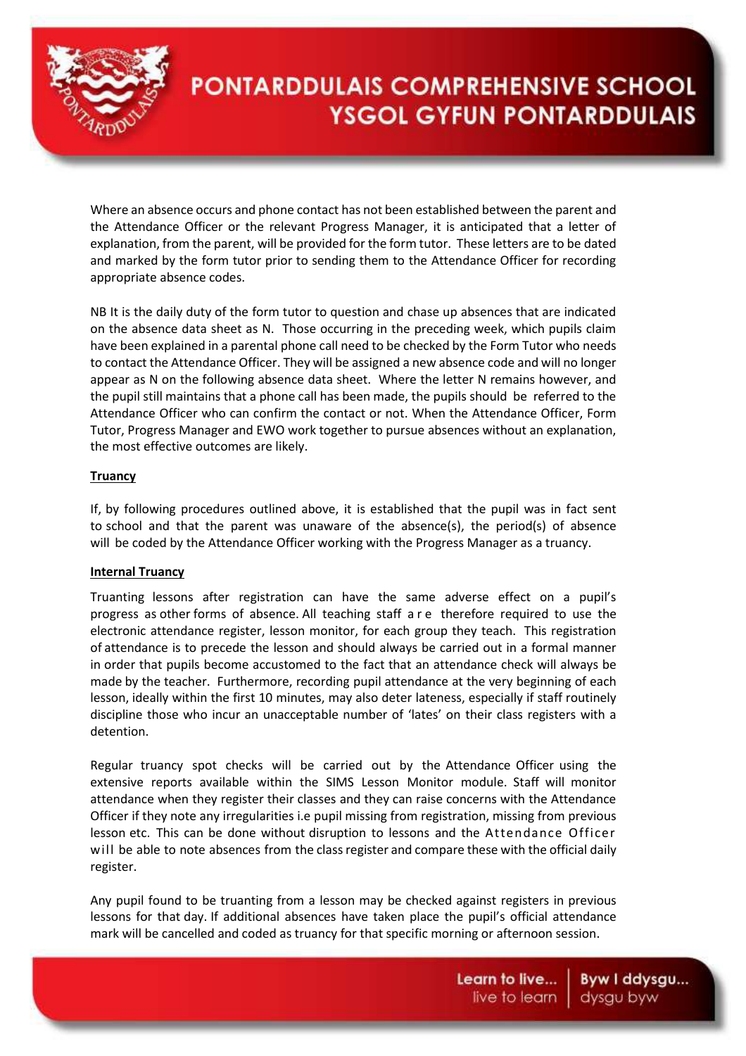Where an absence occurs and phone contact has not been established between the parent and the Attendance Officer or the relevant Progress Manager, it is anticipated that a letter of explanation, from the parent, will be provided for the form tutor. These letters are to be dated and marked by the form tutor prior to sending them to the Attendance Officer for recording appropriate absence codes.

NB It is the daily duty of the form tutor to question and chase up absences that are indicated on the absence data sheet as N. Those occurring in the preceding week, which pupils claim have been explained in a parental phone call need to be checked by the Form Tutor who needs to contact the Attendance Officer. They will be assigned a new absence code and will no longer appear as N on the following absence data sheet. Where the letter N remains however, and the pupil still maintains that a phone call has been made, the pupils should be referred to the Attendance Officer who can confirm the contact or not. When the Attendance Officer, Form Tutor, Progress Manager and EWO work together to pursue absences without an explanation, the most effective outcomes are likely.

**Truancy**

If, by following procedures outlined above, it is established that the pupil was in fact sent to school and that the parent was unaware of the absence(s), the period(s) of absence will be coded by the Attendance Officer working with the Progress Manager as a truancy.

**Internal Truancy**

Truanting lessons after registration can have the same adverse effect on a pupil's progress as other forms of absence. All teaching staff are therefore required to use the electronic attendance register, lesson monitor, for each group they teach. This registration of attendance is to precede the lesson and should always be carried out in a formal manner in order that pupils become accustomed to the fact that an attendance check will always be made by the teacher. Furthermore, recording pupil attendance at the very beginning of each lesson, ideally within the first 10 minutes, may also deter lateness, especially if staff routinely discipline those who incur an unacceptable number of 'lates' on their class registers with a detention.

Regular truancy spot checks will be carried out by the Attendance Officer using the extensive reports available within the SIMS Lesson Monitor module. Staff will monitor attendance when they register their classes and they can raise concerns with the Attendance Officer if they note any irregularities i.e pupil missing from registration, missing from previous lesson etc. This can be done without disruption to lessons and the Attendance Officer will be able to note absences from the class register and compare these with the official daily register.

Any pupil found to be truanting from a lesson may be checked against registers in previous lessons for that day. If additional absences have taken place the pupil's official attendance mark will be cancelled and coded as truancy for that specific morning or afternoon session.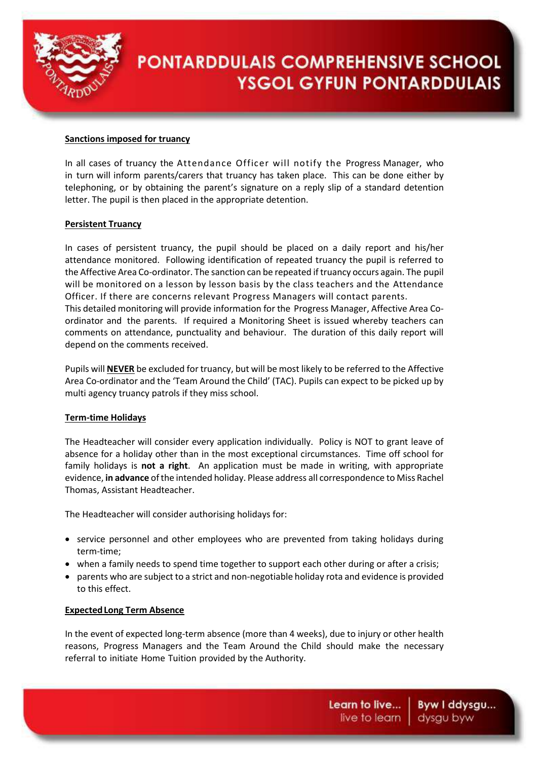**Sanctions imposed for truancy**

In all cases of truancy the Attendance Officer will notify the Progress Manager, who in turn will inform parents/carers that truancy has taken place. This can be done either by telephoning, or by obtaining the parent's signature on a reply slip of a standard detention letter. The pupil is then placed in the appropriate detention.

**Persistent Truancy**

In cases of persistent truancy, the pupil should be placed on a daily report and his/her attendance monitored. Following identification of repeated truancy the pupil is referred to the Affective Area Co-ordinator. The sanction can be repeated if truancy occurs again. The pupil will be monitored on a lesson by lesson basis by the class teachers and the Attendance Officer. If there are concerns relevant Progress Managers will contact parents.
This detailed monitoring will provide information for the Progress Manager, Affective Area Co-ordinator and the parents. If required a Monitoring Sheet is issued whereby teachers can comments on attendance, punctuality and behaviour. The duration of this daily report will depend on the comments received.

Pupils will **NEVER** be excluded for truancy, but will be most likely to be referred to the Affective Area Co-ordinator and the 'Team Around the Child' (TAC). Pupils can expect to be picked up by multi agency truancy patrols if they miss school.

**Term-time Holidays**

The Headteacher will consider every application individually. Policy is NOT to grant leave of absence for a holiday other than in the most exceptional circumstances. Time off school for family holidays is **not a right**. An application must be made in writing, with appropriate evidence, **in advance** of the intended holiday. Please address all correspondence to Miss Rachel Thomas, Assistant Headteacher.

The Headteacher will consider authorising holidays for:

- service personnel and other employees who are prevented from taking holidays during term-time;
- when a family needs to spend time together to support each other during or after a crisis;
- parents who are subject to a strict and non-negotiable holiday rota and evidence is provided to this effect.

**Expected Long Term Absence**

In the event of expected long-term absence (more than 4 weeks), due to injury or other health reasons, Progress Managers and the Team Around the Child should make the necessary referral to initiate Home Tuition provided by the Authority.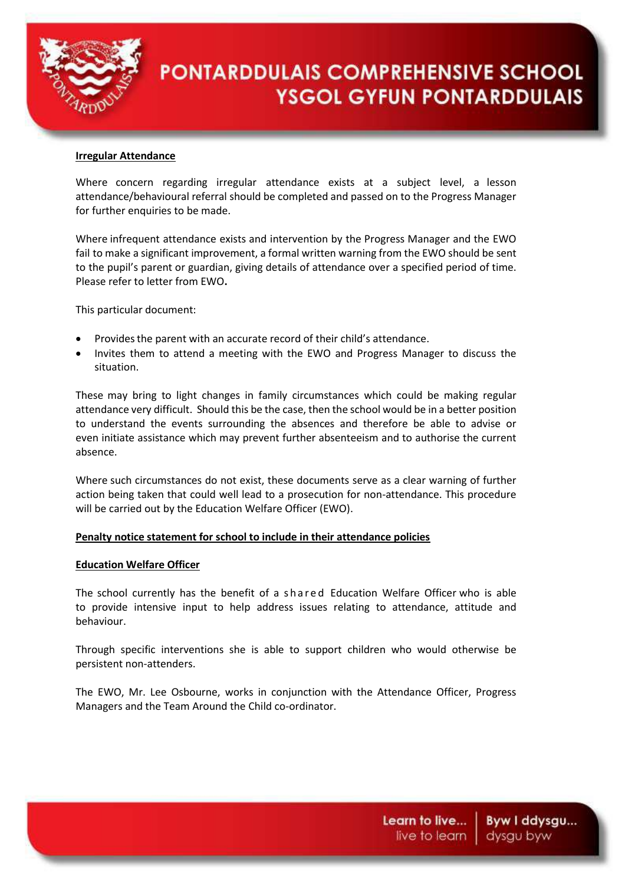**Irregular Attendance**

Where concern regarding irregular attendance exists at a subject level, a lesson attendance/behavioural referral should be completed and passed on to the Progress Manager for further enquiries to be made.

Where infrequent attendance exists and intervention by the Progress Manager and the EWO fail to make a significant improvement, a formal written warning from the EWO should be sent to the pupil's parent or guardian, giving details of attendance over a specified period of time. Please refer to letter from EWO**.**

This particular document:

- Provides the parent with an accurate record of their child's attendance.
- Invites them to attend a meeting with the EWO and Progress Manager to discuss the situation.

These may bring to light changes in family circumstances which could be making regular attendance very difficult. Should this be the case, then the school would be in a better position to understand the events surrounding the absences and therefore be able to advise or even initiate assistance which may prevent further absenteeism and to authorise the current absence.

Where such circumstances do not exist, these documents serve as a clear warning of further action being taken that could well lead to a prosecution for non-attendance. This procedure will be carried out by the Education Welfare Officer (EWO).

**Penalty notice statement for school to include in their attendance policies**

**Education Welfare Officer**

The school currently has the benefit of a shared Education Welfare Officer who is able to provide intensive input to help address issues relating to attendance, attitude and behaviour.

Through specific interventions she is able to support children who would otherwise be persistent non-attenders.

The EWO, Mr. Lee Osbourne, works in conjunction with the Attendance Officer, Progress Managers and the Team Around the Child co-ordinator.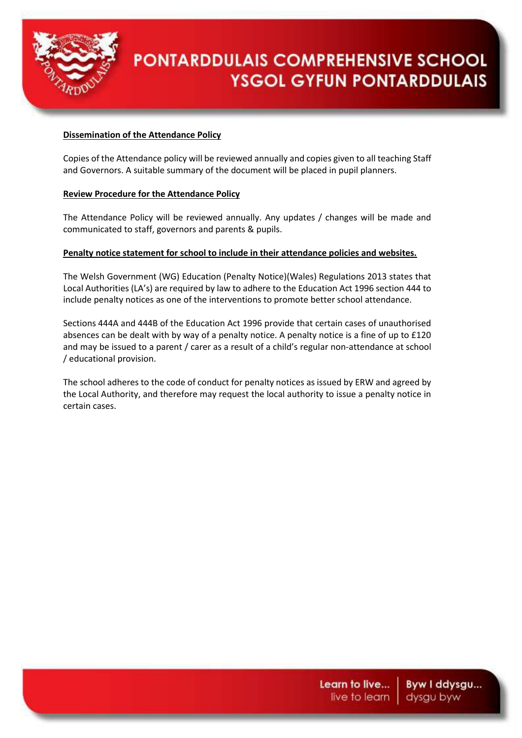**Dissemination of the Attendance Policy**

Copies of the Attendance policy will be reviewed annually and copies given to all teaching Staff and Governors. A suitable summary of the document will be placed in pupil planners.

**Review Procedure for the Attendance Policy**

The Attendance Policy will be reviewed annually. Any updates / changes will be made and communicated to staff, governors and parents & pupils.

**Penalty notice statement for school to include in their attendance policies and websites.**

The Welsh Government (WG) Education (Penalty Notice)(Wales) Regulations 2013 states that Local Authorities (LA's) are required by law to adhere to the Education Act 1996 section 444 to include penalty notices as one of the interventions to promote better school attendance.

Sections 444A and 444B of the Education Act 1996 provide that certain cases of unauthorised absences can be dealt with by way of a penalty notice. A penalty notice is a fine of up to £120 and may be issued to a parent / carer as a result of a child's regular non-attendance at school / educational provision.

The school adheres to the code of conduct for penalty notices as issued by ERW and agreed by the Local Authority, and therefore may request the local authority to issue a penalty notice in certain cases.